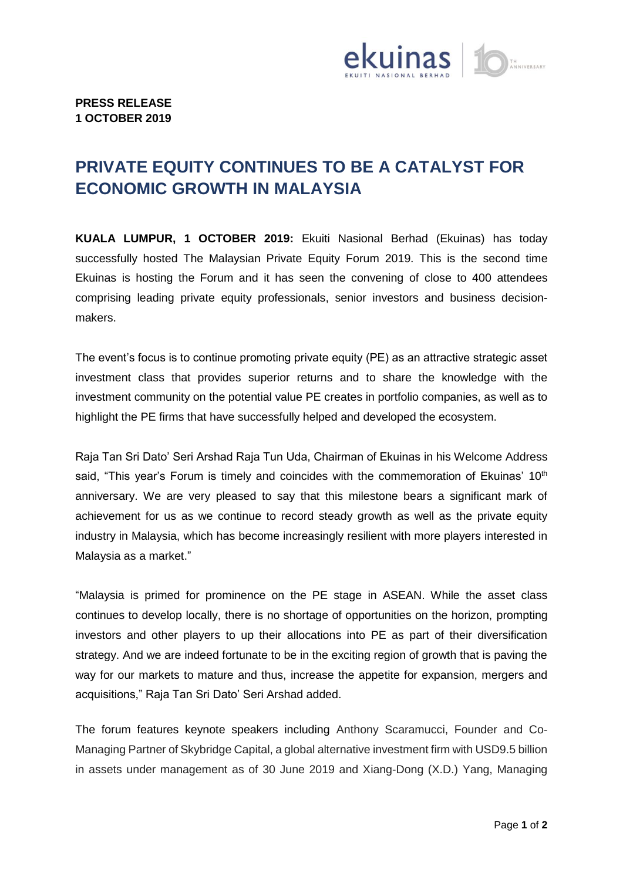**PRESS RELEASE**
**1 OCTOBER 2019**

# PRIVATE EQUITY CONTINUES TO BE A CATALYST FOR ECONOMIC GROWTH IN MALAYSIA

**KUALA LUMPUR, 1 OCTOBER 2019:** Ekuiti Nasional Berhad (Ekuinas) has today successfully hosted The Malaysian Private Equity Forum 2019. This is the second time Ekuinas is hosting the Forum and it has seen the convening of close to 400 attendees comprising leading private equity professionals, senior investors and business decision-makers.

The event's focus is to continue promoting private equity (PE) as an attractive strategic asset investment class that provides superior returns and to share the knowledge with the investment community on the potential value PE creates in portfolio companies, as well as to highlight the PE firms that have successfully helped and developed the ecosystem.

Raja Tan Sri Dato' Seri Arshad Raja Tun Uda, Chairman of Ekuinas in his Welcome Address said, "This year's Forum is timely and coincides with the commemoration of Ekuinas' 10th anniversary. We are very pleased to say that this milestone bears a significant mark of achievement for us as we continue to record steady growth as well as the private equity industry in Malaysia, which has become increasingly resilient with more players interested in Malaysia as a market."

"Malaysia is primed for prominence on the PE stage in ASEAN. While the asset class continues to develop locally, there is no shortage of opportunities on the horizon, prompting investors and other players to up their allocations into PE as part of their diversification strategy. And we are indeed fortunate to be in the exciting region of growth that is paving the way for our markets to mature and thus, increase the appetite for expansion, mergers and acquisitions," Raja Tan Sri Dato' Seri Arshad added.

The forum features keynote speakers including Anthony Scaramucci, Founder and Co-Managing Partner of Skybridge Capital, a global alternative investment firm with USD9.5 billion in assets under management as of 30 June 2019 and Xiang-Dong (X.D.) Yang, Managing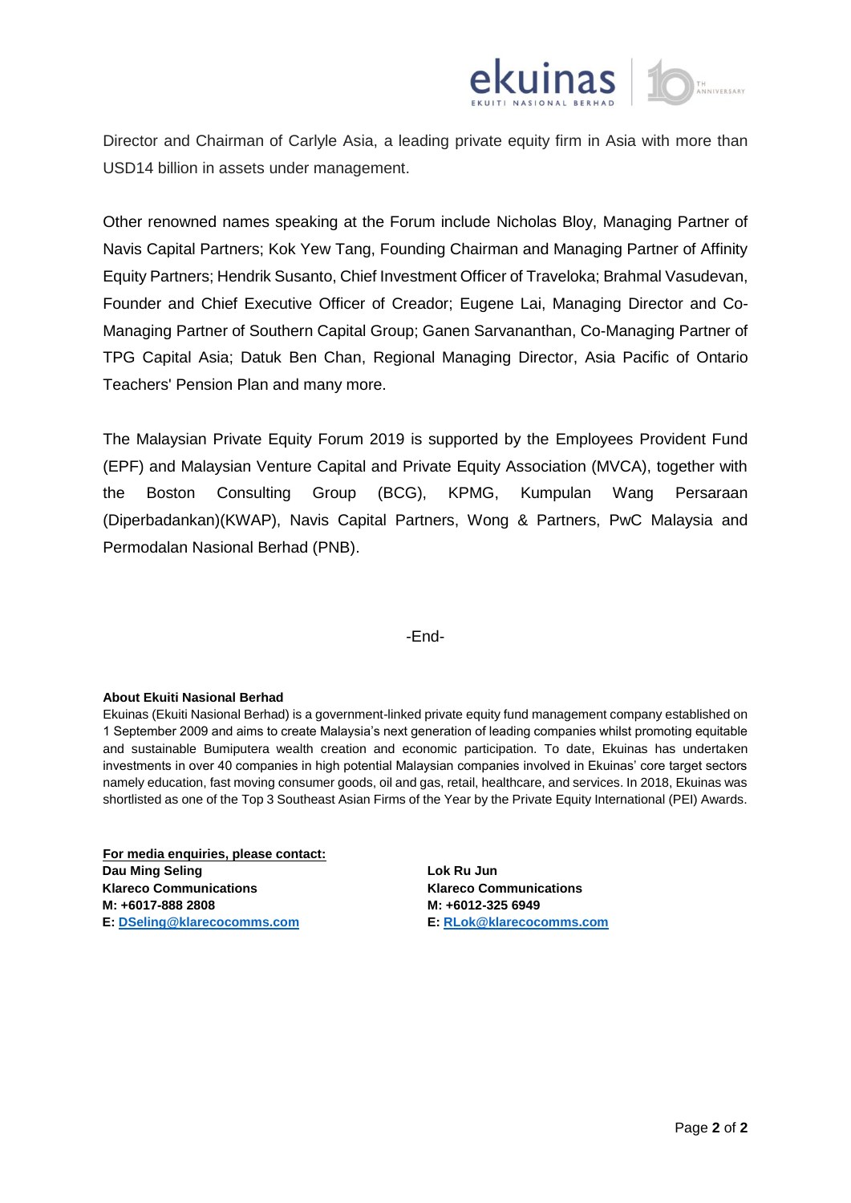Director and Chairman of Carlyle Asia, a leading private equity firm in Asia with more than USD14 billion in assets under management.

Other renowned names speaking at the Forum include Nicholas Bloy, Managing Partner of Navis Capital Partners; Kok Yew Tang, Founding Chairman and Managing Partner of Affinity Equity Partners; Hendrik Susanto, Chief Investment Officer of Traveloka; Brahmal Vasudevan, Founder and Chief Executive Officer of Creador; Eugene Lai, Managing Director and Co-Managing Partner of Southern Capital Group; Ganen Sarvananthan, Co-Managing Partner of TPG Capital Asia; Datuk Ben Chan, Regional Managing Director, Asia Pacific of Ontario Teachers' Pension Plan and many more.

The Malaysian Private Equity Forum 2019 is supported by the Employees Provident Fund (EPF) and Malaysian Venture Capital and Private Equity Association (MVCA), together with the Boston Consulting Group (BCG), KPMG, Kumpulan Wang Persaraan (Diperbadankan)(KWAP), Navis Capital Partners, Wong & Partners, PwC Malaysia and Permodalan Nasional Berhad (PNB).

-End-

**About Ekuiti Nasional Berhad**

Ekuinas (Ekuiti Nasional Berhad) is a government-linked private equity fund management company established on 1 September 2009 and aims to create Malaysia's next generation of leading companies whilst promoting equitable and sustainable Bumiputera wealth creation and economic participation. To date, Ekuinas has undertaken investments in over 40 companies in high potential Malaysian companies involved in Ekuinas' core target sectors namely education, fast moving consumer goods, oil and gas, retail, healthcare, and services. In 2018, Ekuinas was shortlisted as one of the Top 3 Southeast Asian Firms of the Year by the Private Equity International (PEI) Awards.

**For media enquiries, please contact:**

**Dau Ming Seling**
**Klareco Communications**
**M: +6017-888 2808**
**E: DSeling@klarecocomms.com**

**Lok Ru Jun**
**Klareco Communications**
**M: +6012-325 6949**
**E: RLok@klarecocomms.com**